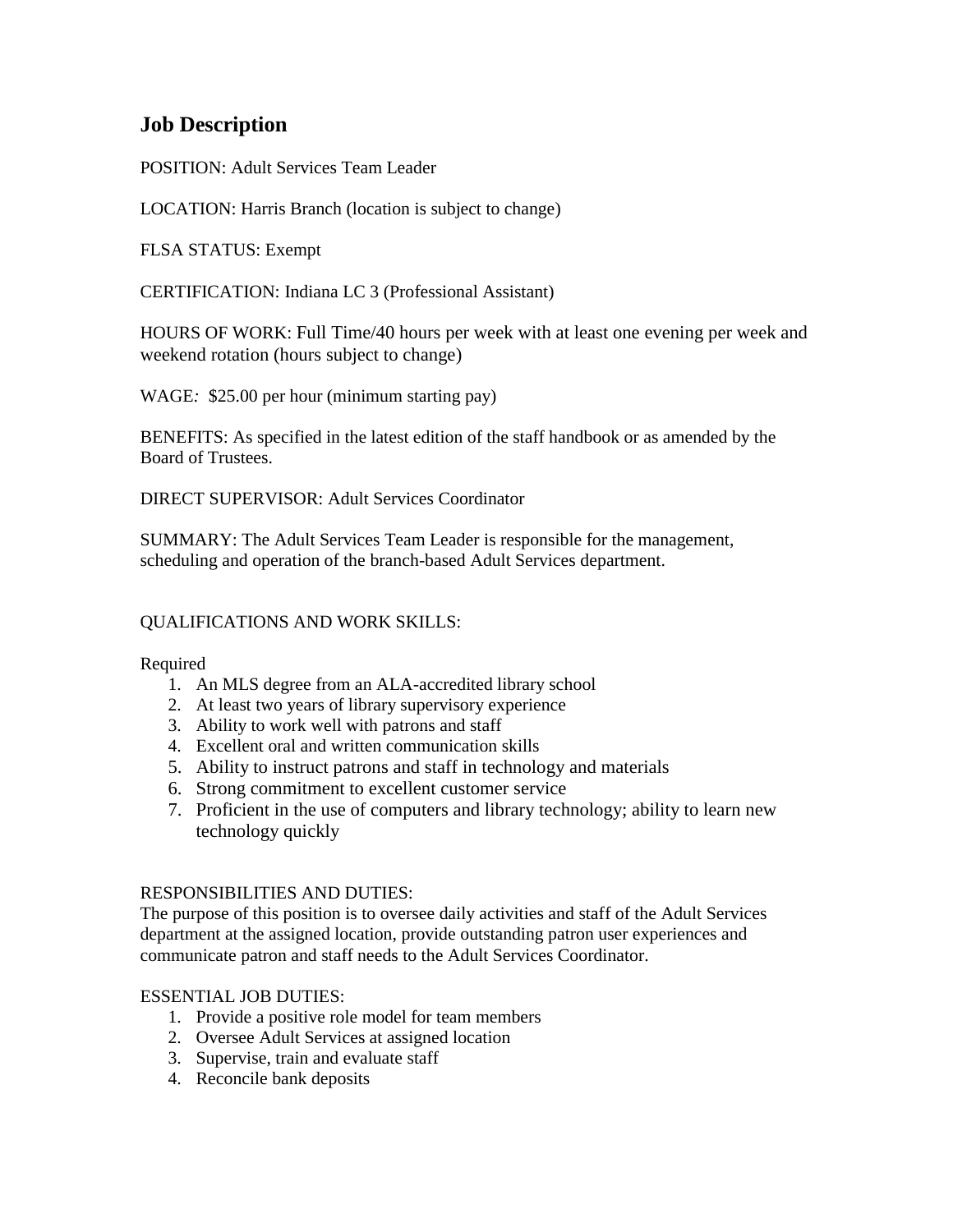## Job Description

POSITION: Adult Services Team Leader

LOCATION: Harris Branch (location is subject to change)

FLSA STATUS: Exempt

CERTIFICATION: Indiana LC 3 (Professional Assistant)

HOURS OF WORK: Full Time/40 hours per week with at least one evening per week and weekend rotation (hours subject to change)

WAGE*:* $25.00 per hour (minimum starting pay)

BENEFITS: As specified in the latest edition of the staff handbook or as amended by the Board of Trustees.

DIRECT SUPERVISOR: Adult Services Coordinator

SUMMARY: The Adult Services Team Leader is responsible for the management, scheduling and operation of the branch-based Adult Services department.

QUALIFICATIONS AND WORK SKILLS:

Required

1. An MLS degree from an ALA-accredited library school
2. At least two years of library supervisory experience
3. Ability to work well with patrons and staff
4. Excellent oral and written communication skills
5. Ability to instruct patrons and staff in technology and materials
6. Strong commitment to excellent customer service
7. Proficient in the use of computers and library technology; ability to learn new technology quickly

RESPONSIBILITIES AND DUTIES:

The purpose of this position is to oversee daily activities and staff of the Adult Services department at the assigned location, provide outstanding patron user experiences and communicate patron and staff needs to the Adult Services Coordinator.

ESSENTIAL JOB DUTIES:

1. Provide a positive role model for team members
2. Oversee Adult Services at assigned location
3. Supervise, train and evaluate staff
4. Reconcile bank deposits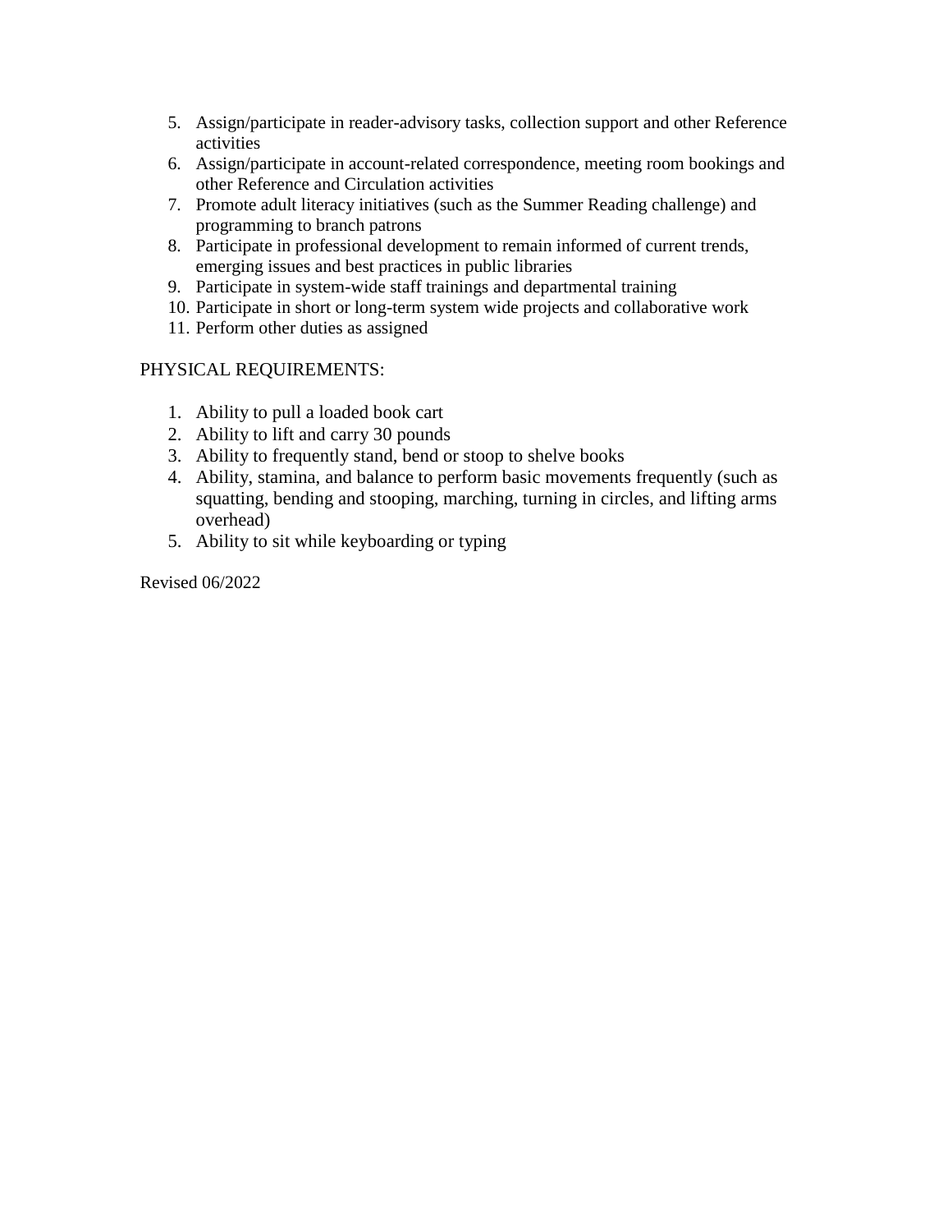5. Assign/participate in reader-advisory tasks, collection support and other Reference activities
6. Assign/participate in account-related correspondence, meeting room bookings and other Reference and Circulation activities
7. Promote adult literacy initiatives (such as the Summer Reading challenge) and programming to branch patrons
8. Participate in professional development to remain informed of current trends, emerging issues and best practices in public libraries
9. Participate in system-wide staff trainings and departmental training
10. Participate in short or long-term system wide projects and collaborative work
11. Perform other duties as assigned

PHYSICAL REQUIREMENTS:

1. Ability to pull a loaded book cart
2. Ability to lift and carry 30 pounds
3. Ability to frequently stand, bend or stoop to shelve books
4. Ability, stamina, and balance to perform basic movements frequently (such as squatting, bending and stooping, marching, turning in circles, and lifting arms overhead)
5. Ability to sit while keyboarding or typing

Revised 06/2022